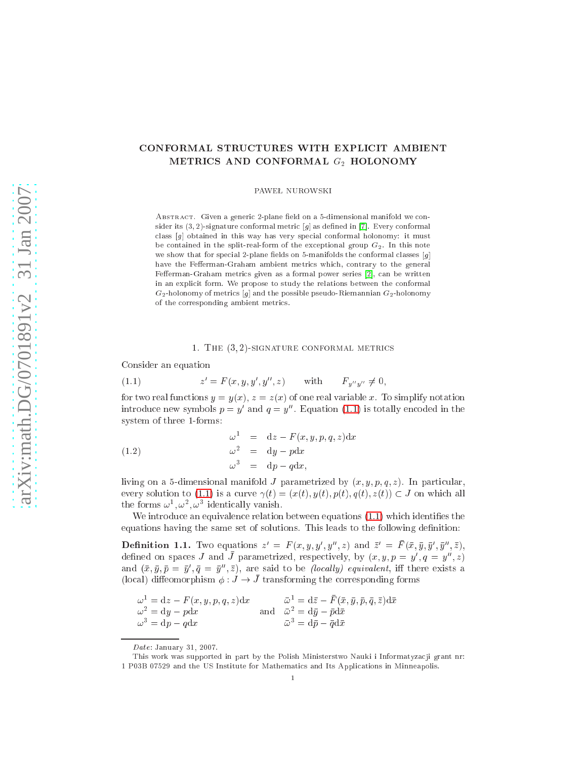# CONFORMAL STRUCTURES WITH EXPLICIT AMBIENT METRICS AND CONFORMAL $G_2$ HOLONOMY

PAWEŁ NUROWSKI

Abstract. Given a generic 2-plane field on a 5-dimensional manifold we consider its $(3,2)$-signature conformal metric $[g]$ as defined in [7]. Every conformal class $[g]$ obtained in this way has very special conformal holonomy: it must be contained in the split-real-form of the exceptional group $G_2$. In this note we show that for special 2-plane fields on 5-manifolds the conformal classes $[g]$ have the Fefferman-Graham ambient metrics which, contrary to the general Fefferman-Graham metrics given as a formal power series [2], can be written in an explicit form. We propose to study the relations between the conformal $G_2$-holonomy of metrics $[g]$ and the possible pseudo-Riemannian $G_2$-holonomy of the corresponding ambient metrics.

## 1. The $(3,2)$-signature conformal metrics

Consider an equation

$$z' = F(x, y, y', y'', z) \qquad \text{with} \qquad F_{y''y''} \neq 0, \tag{1.1}$$

for two real functions $y = y(x)$, $z = z(x)$ of one real variable $x$. To simplify notation introduce new symbols $p = y'$ and $q = y''$. Equation (1.1) is totally encoded in the system of three 1-forms:

$$\begin{aligned} \omega^1 &= \mathrm{d}z - F(x, y, p, q, z)\mathrm{d}x \\ \omega^2 &= \mathrm{d}y - p\mathrm{d}x \\ \omega^3 &= \mathrm{d}p - q\mathrm{d}x, \end{aligned} \tag{1.2}$$

living on a 5-dimensional manifold $J$ parametrized by $(x, y, p, q, z)$. In particular, every solution to (1.1) is a curve $\gamma(t) = (x(t), y(t), p(t), q(t), z(t)) \subset J$ on which all the forms $\omega^1, \omega^2, \omega^3$ identically vanish.

We introduce an equivalence relation between equations (1.1) which identifies the equations having the same set of solutions. This leads to the following definition:

**Definition 1.1.** Two equations $z' = F(x, y, y', y'', z)$ and $\bar{z}' = \bar{F}(\bar{x}, \bar{y}, \bar{y}', \bar{y}'', \bar{z})$, defined on spaces $J$ and $\bar{J}$ parametrized, respectively, by $(x, y, p = y', q = y'', z)$ and $(\bar{x}, \bar{y}, \bar{p} = \bar{y}', \bar{q} = \bar{y}'', \bar{z})$, are said to be *(locally) equivalent*, iff there exists a (local) diffeomorphism $\phi : J \to \bar{J}$ transforming the corresponding forms

$$\begin{aligned} \omega^1 &= \mathrm{d}z - F(x, y, p, q, z)\mathrm{d}x \\ \omega^2 &= \mathrm{d}y - p\mathrm{d}x \\ \omega^3 &= \mathrm{d}p - q\mathrm{d}x \end{aligned} \qquad \text{and} \qquad \begin{aligned} \bar{\omega}^1 &= \mathrm{d}\bar{z} - \bar{F}(\bar{x}, \bar{y}, \bar{p}, \bar{q}, \bar{z})\mathrm{d}\bar{x} \\ \bar{\omega}^2 &= \mathrm{d}\bar{y} - \bar{p}\mathrm{d}\bar{x} \\ \bar{\omega}^3 &= \mathrm{d}\bar{p} - \bar{q}\mathrm{d}\bar{x} \end{aligned}$$

*Date*: January 31, 2007.

This work was supported in part by the Polish Ministerstwo Nauki i Informatyzacji grant nr: 1 P03B 07529 and the US Institute for Mathematics and Its Applications in Minneapolis.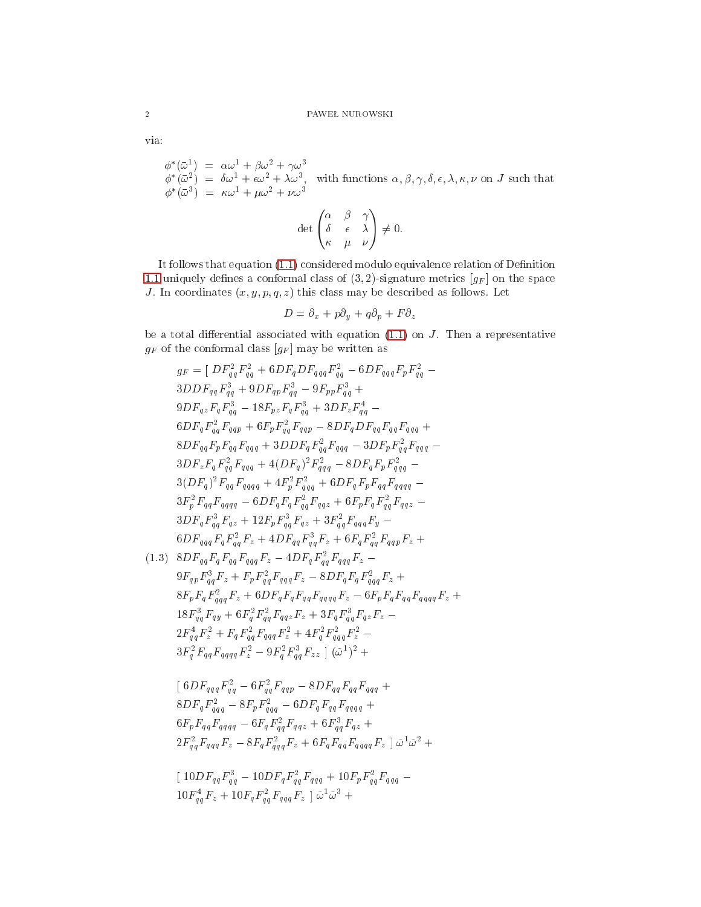via:

$$
\begin{array}{rcl}
\phi^*(\bar\omega^1) &=& \alpha\omega^1+\beta\omega^2+\gamma\omega^3\\
\phi^*(\bar\omega^2) &=& \delta\omega^1+\epsilon\omega^2+\lambda\omega^3,\\
\phi^*(\bar\omega^3) &=& \kappa\omega^1+\mu\omega^2+\nu\omega^3
\end{array}
\quad\text{with functions } \alpha,\beta,\gamma,\delta,\epsilon,\lambda,\kappa,\nu \text{ on } J \text{ such that}
$$

$$
\det\begin{pmatrix}\alpha & \beta & \gamma\\ \delta & \epsilon & \lambda\\ \kappa & \mu & \nu\end{pmatrix}\neq 0.
$$

It follows that equation (1.1) considered modulo equivalence relation of Definition 1.1 uniquely defines a conformal class of $(3,2)$-signature metrics $[g_F]$ on the space $J$. In coordinates $(x,y,p,q,z)$ this class may be described as follows. Let

$$
D=\partial_x+p\partial_y+q\partial_p+F\partial_z
$$

be a total differential associated with equation (1.1) on $J$. Then a representative $g_F$ of the conformal class $[g_F]$ may be written as

$$
\begin{aligned}
g_F = [\ & DF_{qq}^2F_{qq}^2+6DF_qDF_{qqq}F_{qq}^2-6DF_{qqq}F_pF_{qq}^2-\\
&3DDF_{qq}F_{qq}^3+9DF_{qp}F_{qq}^3-9F_{pp}F_{qq}^3+\\
&9DF_{qz}F_qF_{qq}^3-18F_{pz}F_qF_{qq}^3+3DF_zF_{qq}^4-\\
&6DF_qF_{qq}^2F_{qqp}+6F_pF_{qq}^2F_{qqp}-8DF_qDF_{qq}F_{qq}F_{qqq}+\\
&8DF_{qq}F_pF_{qq}F_{qqq}+3DDF_qF_{qq}^2F_{qqq}-3DF_pF_{qq}^2F_{qqq}-\\
&3DF_zF_qF_{qq}^2F_{qqq}+4(DF_q)^2F_{qqq}^2-8DF_qF_pF_{qqq}^2-\\
&3(DF_q)^2F_{qq}F_{qqqq}+4F_p^2F_{qqq}^2+6DF_qF_pF_{qq}F_{qqqq}-\\
&3F_p^2F_{qq}F_{qqqq}-6DF_qF_qF_{qq}^2F_{qqz}+6F_pF_qF_{qq}^2F_{qqz}-\\
&3DF_qF_{qq}^3F_{qz}+12F_pF_{qq}^3F_{qz}+3F_{qq}^2F_{qqq}F_y-\\
&6DF_{qqq}F_qF_{qq}^2F_z+4DF_{qq}F_{qq}^3F_z+6F_qF_{qq}^2F_{qqp}F_z+\\
&8DF_{qq}F_qF_{qq}F_{qqq}F_z-4DF_qF_{qq}^2F_{qqq}F_z-\\
&9F_{qp}F_{qq}^3F_z+F_pF_{qq}^2F_{qqq}F_z-8DF_qF_qF_{qqq}^2F_z+\\
&8F_pF_qF_{qqq}^2F_z+6DF_qF_qF_{qq}F_{qqqq}F_z-6F_pF_qF_{qq}F_{qqqq}F_z+\\
&18F_{qq}^3F_{qy}+6F_q^2F_{qq}^2F_{qqz}F_z+3F_qF_{qq}^3F_{qz}F_z-\\
&2F_{qq}^4F_z^2+F_qF_{qq}^2F_{qqq}F_z^2+4F_q^2F_{qqq}^2F_z^2-\\
&3F_q^2F_{qq}F_{qqqq}F_z^2-9F_q^2F_{qq}^3F_{zz}\ ]\ (\bar\omega^1)^2+
\end{aligned}
\tag{1.3}
$$

$$
\begin{aligned}
[\ & 6DF_{qqq}F_{qq}^2-6F_{qq}^2F_{qqp}-8DF_{qq}F_{qq}F_{qqq}+\\
&8DF_qF_{qqq}^2-8F_pF_{qqq}^2-6DF_qF_{qq}F_{qqqq}+\\
&6F_pF_{qq}F_{qqqq}-6F_qF_{qq}^2F_{qqz}+6F_{qq}^3F_{qz}+\\
&2F_{qq}^2F_{qqq}F_z-8F_qF_{qqq}^2F_z+6F_qF_{qq}F_{qqqq}F_z\ ]\ \bar\omega^1\bar\omega^2+
\end{aligned}
$$

$$
\begin{aligned}
[\ & 10DF_{qq}F_{qq}^3-10DF_qF_{qq}^2F_{qqq}+10F_pF_{qq}^2F_{qqq}-\\
&10F_{qq}^4F_z+10F_qF_{qq}^2F_{qqq}F_z\ ]\ \bar\omega^1\bar\omega^3+
\end{aligned}
$$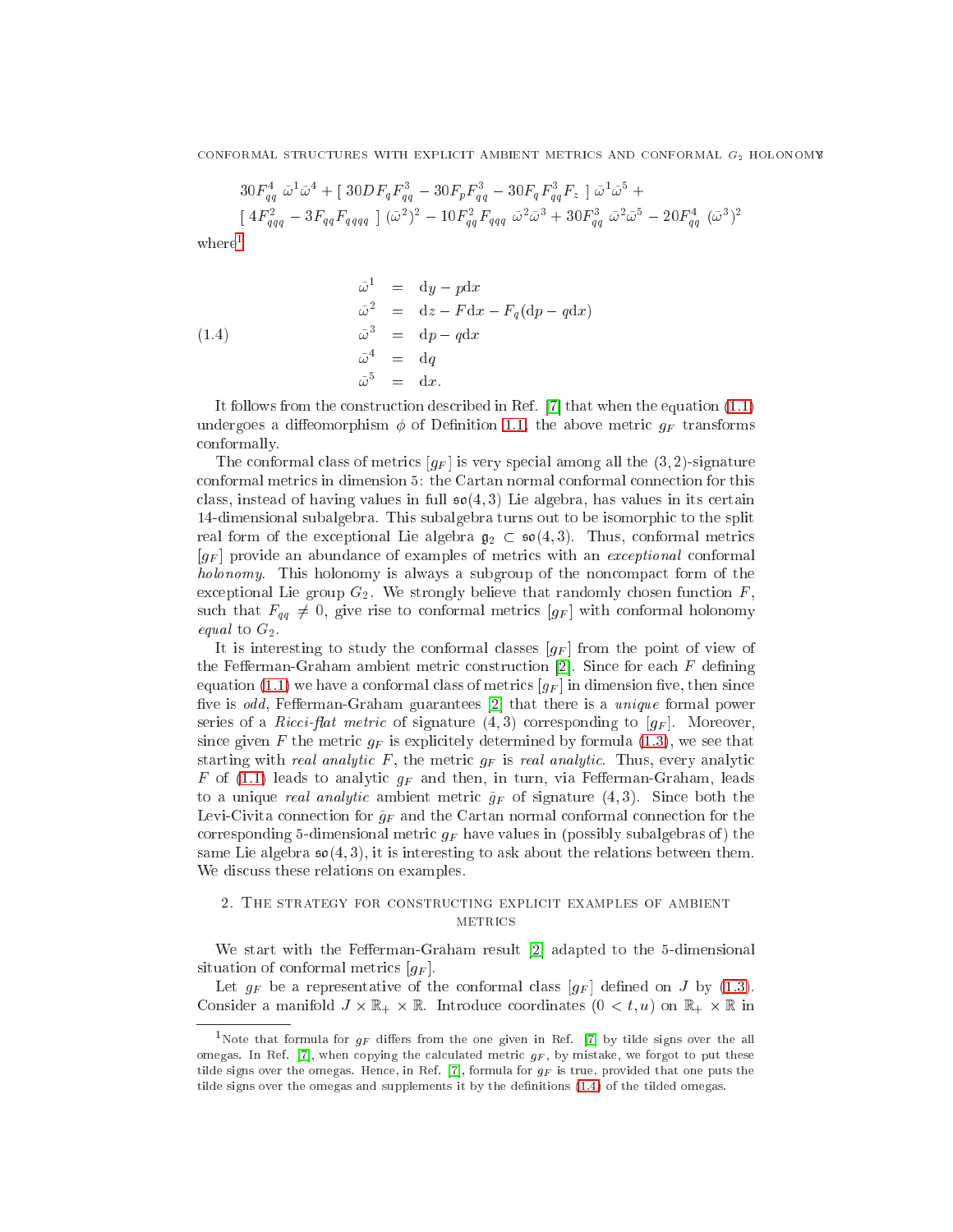$$30F_{qq}^4\ \tilde\omega^1\tilde\omega^4 + [\ 30DF_qF_{qq}^3 - 30F_pF_{qq}^3 - 30F_qF_{qq}^3F_z\ ]\ \tilde\omega^1\tilde\omega^5 +$$
$$[\ 4F_{qqq}^2 - 3F_{qq}F_{qqqq}\ ]\ (\tilde\omega^2)^2 - 10F_{qq}^2F_{qqq}\ \tilde\omega^2\tilde\omega^3 + 30F_{qq}^3\ \tilde\omega^2\tilde\omega^5 - 20F_{qq}^4\ (\tilde\omega^3)^2$$

where[1]

$$
\begin{aligned}
\tilde\omega^1 &= \mathrm{d}y - p\mathrm{d}x\\
\tilde\omega^2 &= \mathrm{d}z - F\mathrm{d}x - F_q(\mathrm{d}p - q\mathrm{d}x)\\
\tilde\omega^3 &= \mathrm{d}p - q\mathrm{d}x\\
\tilde\omega^4 &= \mathrm{d}q\\
\tilde\omega^5 &= \mathrm{d}x.
\end{aligned}
\tag{1.4}
$$

It follows from the construction described in Ref. [7] that when the equation (1.1) undergoes a diffeomorphism $\phi$ of Definition 1.1, the above metric $g_F$ transforms conformally.

The conformal class of metrics $[g_F]$ is very special among all the $(3,2)$-signature conformal metrics in dimension 5: the Cartan normal conformal connection for this class, instead of having values in full $\mathfrak{so}(4,3)$ Lie algebra, has values in its certain 14-dimensional subalgebra. This subalgebra turns out to be isomorphic to the split real form of the exceptional Lie algebra $\mathfrak{g}_2 \subset \mathfrak{so}(4,3)$. Thus, conformal metrics $[g_F]$ provide an abundance of examples of metrics with an *exceptional* conformal *holonomy*. This holonomy is always a subgroup of the noncompact form of the exceptional Lie group $G_2$. We strongly believe that randomly chosen function $F$, such that $F_{qq} \neq 0$, give rise to conformal metrics $[g_F]$ with conformal holonomy *equal* to $G_2$.

It is interesting to study the conformal classes $[g_F]$ from the point of view of the Fefferman-Graham ambient metric construction [2]. Since for each $F$ defining equation (1.1) we have a conformal class of metrics $[g_F]$ in dimension five, then since five is *odd*, Fefferman-Graham guarantees [2] that there is a *unique* formal power series of a *Ricci-flat metric* of signature $(4,3)$ corresponding to $[g_F]$. Moreover, since given $F$ the metric $g_F$ is explicitely determined by formula (1.3), we see that starting with *real analytic* $F$, the metric $g_F$ is *real analytic*. Thus, every analytic $F$ of (1.1) leads to analytic $g_F$ and then, in turn, via Fefferman-Graham, leads to a unique *real analytic* ambient metric $\tilde g_F$ of signature $(4,3)$. Since both the Levi-Civita connection for $\tilde g_F$ and the Cartan normal conformal connection for the corresponding 5-dimensional metric $g_F$ have values in (possibly subalgebras of) the same Lie algebra $\mathfrak{so}(4,3)$, it is interesting to ask about the relations between them. We discuss these relations on examples.

## 2. The strategy for constructing explicit examples of ambient metrics

We start with the Fefferman-Graham result [2] adapted to the 5-dimensional situation of conformal metrics $[g_F]$.

Let $g_F$ be a representative of the conformal class $[g_F]$ defined on $J$ by (1.3). Consider a manifold $J \times \mathbb{R}_+ \times \mathbb{R}$. Introduce coordinates $(0 < t, u)$ on $\mathbb{R}_+ \times \mathbb{R}$ in

---

[1] Note that formula for $g_F$ differs from the one given in Ref. [7] by tilde signs over the all omegas. In Ref. [7], when copying the calculated metric $g_F$, by mistake, we forgot to put these tilde signs over the omegas. Hence, in Ref. [7], formula for $g_F$ is true, provided that one puts the tilde signs over the omegas and supplements it by the definitions (1.4) of the tilded omegas.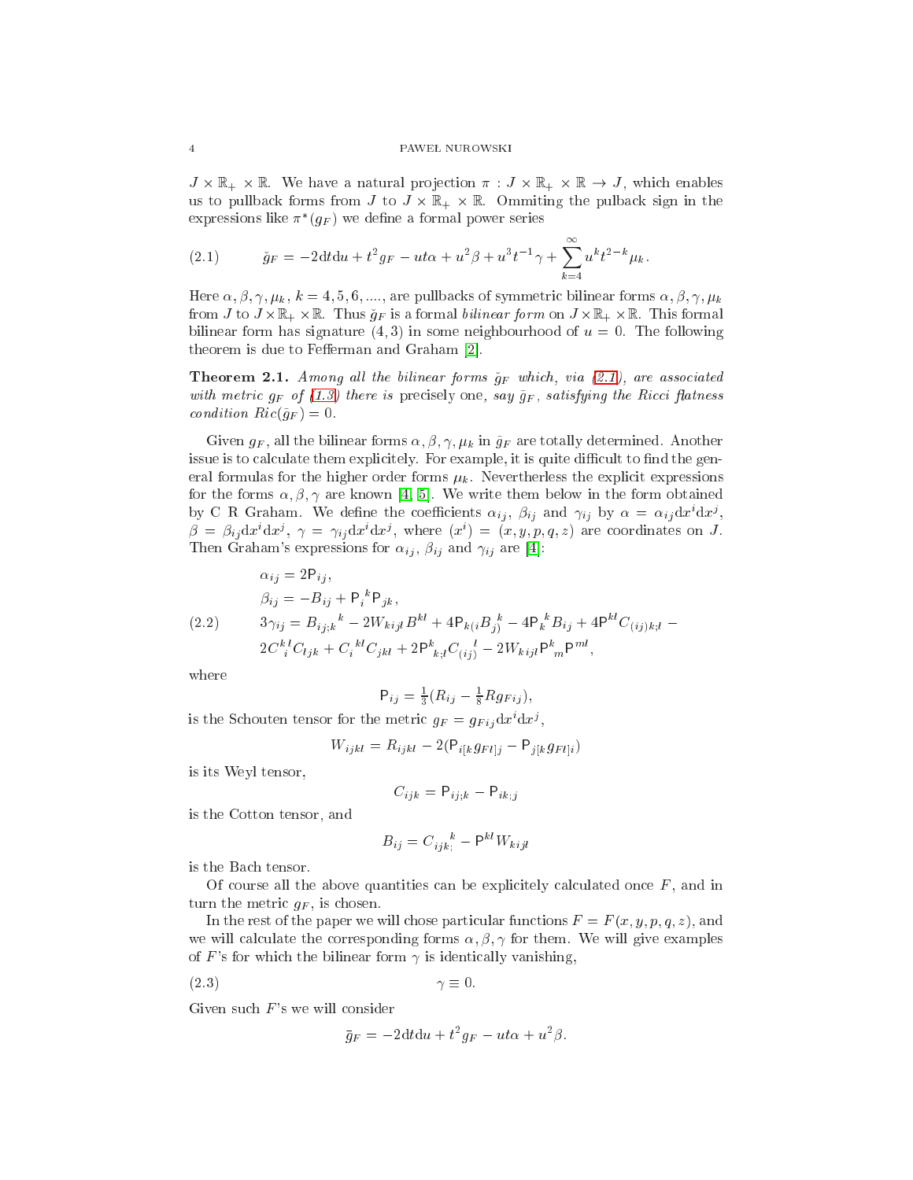$J\times\mathbb{R}_+\times\mathbb{R}$. We have a natural projection $\pi : J\times\mathbb{R}_+\times\mathbb{R}\to J$, which enables us to pullback forms from $J$ to $J\times\mathbb{R}_+\times\mathbb{R}$. Ommiting the pullback sign in the expressions like $\pi^*(g_F)$ we define a formal power series

$$\tilde{g}_F = -2\mathrm{d}t\mathrm{d}u + t^2 g_F - ut\alpha + u^2\beta + u^3 t^{-1}\gamma + \sum_{k=4}^{\infty} u^k t^{2-k}\mu_k. \tag{2.1}$$

Here $\alpha,\beta,\gamma,\mu_k$, $k=4,5,6,....$, are pullbacks of symmetric bilinear forms $\alpha,\beta,\gamma,\mu_k$ from $J$ to $J\times\mathbb{R}_+\times\mathbb{R}$. Thus $\tilde{g}_F$ is a formal *bilinear form* on $J\times\mathbb{R}_+\times\mathbb{R}$. This formal bilinear form has signature $(4,3)$ in some neighbourhood of $u=0$. The following theorem is due to Fefferman and Graham [2].

**Theorem 2.1.** *Among all the bilinear forms $\tilde{g}_F$ which, via (2.1), are associated with metric $g_F$ of (1.3) there is* precisely one*, say $\bar{g}_F$, satisfying the Ricci flatness condition $Ric(\bar{g}_F)=0$.*

Given $g_F$, all the bilinear forms $\alpha,\beta,\gamma,\mu_k$ in $\bar{g}_F$ are totally determined. Another issue is to calculate them explicitely. For example, it is quite difficult to find the general formulas for the higher order forms $\mu_k$. Nevertherless the explicit expressions for the forms $\alpha,\beta,\gamma$ are known [4, 5]. We write them below in the form obtained by C R Graham. We define the coefficients $\alpha_{ij}$, $\beta_{ij}$ and $\gamma_{ij}$ by $\alpha=\alpha_{ij}\mathrm{d}x^i\mathrm{d}x^j$, $\beta=\beta_{ij}\mathrm{d}x^i\mathrm{d}x^j$, $\gamma=\gamma_{ij}\mathrm{d}x^i\mathrm{d}x^j$, where $(x^i)=(x,y,p,q,z)$ are coordinates on $J$. Then Graham's expressions for $\alpha_{ij}$, $\beta_{ij}$ and $\gamma_{ij}$ are [4]:

$$\begin{aligned}
&\alpha_{ij} = 2\mathsf{P}_{ij},\\
&\beta_{ij} = -B_{ij} + \mathsf{P}_i{}^k\mathsf{P}_{jk},\\
&3\gamma_{ij} = B_{ij;k}{}^k - 2W_{kijl}B^{kl} + 4\mathsf{P}_{k(i}B_{j)}{}^k - 4\mathsf{P}_k{}^k B_{ij} + 4\mathsf{P}^{kl}C_{(ij)k;l} -\\
&2C^k{}_i{}^l C_{ljk} + C_i{}^{kl}C_{jkl} + 2\mathsf{P}^k{}_{k;l}C_{(ij)}{}^l - 2W_{kijl}\mathsf{P}^k{}_m\mathsf{P}^{ml},
\end{aligned} \tag{2.2}$$

where

$$\mathsf{P}_{ij} = \tfrac{1}{3}(R_{ij} - \tfrac{1}{8}Rg_{Fij}),$$

is the Schouten tensor for the metric $g_F = g_{Fij}\mathrm{d}x^i\mathrm{d}x^j$,

$$W_{ijkl} = R_{ijkl} - 2(\mathsf{P}_{i[k}g_{Fl]j} - \mathsf{P}_{j[k}g_{Fl]i})$$

is its Weyl tensor,

$$C_{ijk} = \mathsf{P}_{ij;k} - \mathsf{P}_{ik;j}$$

is the Cotton tensor, and

$$B_{ij} = C_{ijk;}{}^k - \mathsf{P}^{kl}W_{kijl}$$

is the Bach tensor.

Of course all the above quantities can be explicitely calculated once $F$, and in turn the metric $g_F$, is chosen.

In the rest of the paper we will chose particular functions $F=F(x,y,p,q,z)$, and we will calculate the corresponding forms $\alpha,\beta,\gamma$ for them. We will give examples of $F$'s for which the bilinear form $\gamma$ is identically vanishing,

$$\gamma\equiv 0. \tag{2.3}$$

Given such $F$'s we will consider

$$\bar{g}_F = -2\mathrm{d}t\mathrm{d}u + t^2 g_F - ut\alpha + u^2\beta.$$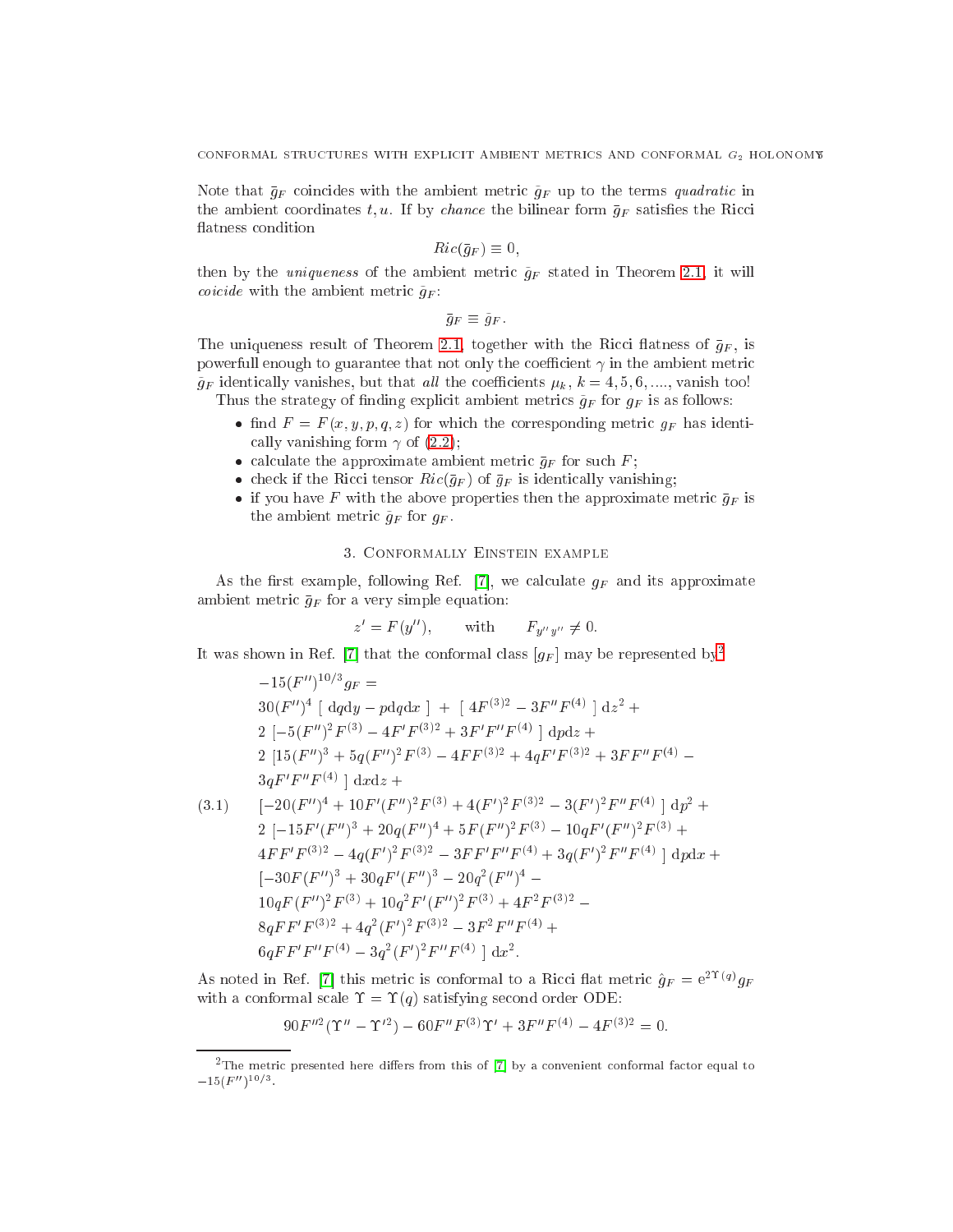Note that $\tilde{g}_F$ coincides with the ambient metric $\tilde{g}_F$ up to the terms *quadratic* in the ambient coordinates $t, u$. If by *chance* the bilinear form $\tilde{g}_F$ satisfies the Ricci flatness condition

$$Ric(\tilde{g}_F) \equiv 0,$$

then by the *uniqueness* of the ambient metric $\tilde{g}_F$ stated in Theorem 2.1, it will *coicide* with the ambient metric $\tilde{g}_F$:

$$\tilde{g}_F \equiv \tilde{g}_F.$$

The uniqueness result of Theorem 2.1, together with the Ricci flatness of $\tilde{g}_F$, is powerfull enough to guarantee that not only the coefficient $\gamma$ in the ambient metric $\tilde{g}_F$ identically vanishes, but that *all* the coefficients $\mu_k$, $k = 4, 5, 6, ....$, vanish too!

Thus the strategy of finding explicit ambient metrics $\tilde{g}_F$ for $g_F$ is as follows:

- find $F = F(x, y, p, q, z)$ for which the corresponding metric $g_F$ has identically vanishing form $\gamma$ of (2.2);
- calculate the approximate ambient metric $\tilde{g}_F$ for such $F$;
- check if the Ricci tensor $Ric(\tilde{g}_F)$ of $\tilde{g}_F$ is identically vanishing;
- if you have $F$ with the above properties then the approximate metric $\tilde{g}_F$ is the ambient metric $\tilde{g}_F$ for $g_F$.

## 3. Conformally Einstein example

As the first example, following Ref. [7], we calculate $g_F$ and its approximate ambient metric $\tilde{g}_F$ for a very simple equation:

$$z' = F(y''), \qquad \text{with} \qquad F_{y''y''} \neq 0.$$

It was shown in Ref. [7] that the conformal class $[g_F]$ may be represented by[2]

$$\begin{aligned}
&-15(F'')^{10/3} g_F = \\
&30(F'')^4\ [\ \mathrm{d}q\mathrm{d}y - p\mathrm{d}q\mathrm{d}x\ ]\ +\ [\ 4F^{(3)2} - 3F''F^{(4)}\ ]\ \mathrm{d}z^2 + \\
&2\ [-5(F'')^2F^{(3)} - 4F'F^{(3)2} + 3F'F''F^{(4)}\ ]\ \mathrm{d}p\mathrm{d}z + \\
&2\ [15(F'')^3 + 5q(F'')^2F^{(3)} - 4FF^{(3)2} + 4qF'F^{(3)2} + 3FF''F^{(4)} - \\
&3qF'F''F^{(4)}\ ]\ \mathrm{d}x\mathrm{d}z + \\
&[-20(F'')^4 + 10F'(F'')^2F^{(3)} + 4(F')^2F^{(3)2} - 3(F')^2F''F^{(4)}\ ]\ \mathrm{d}p^2 + \\
&2\ [-15F'(F'')^3 + 20q(F'')^4 + 5F(F'')^2F^{(3)} - 10qF'(F'')^2F^{(3)} + \\
&4FF'F^{(3)2} - 4q(F')^2F^{(3)2} - 3FF'F''F^{(4)} + 3q(F')^2F''F^{(4)}\ ]\ \mathrm{d}p\mathrm{d}x + \\
&[-30F(F'')^3 + 30qF'(F'')^3 - 20q^2(F'')^4 - \\
&10qF(F'')^2F^{(3)} + 10q^2F'(F'')^2F^{(3)} + 4F^2F^{(3)2} - \\
&8qFF'F^{(3)2} + 4q^2(F')^2F^{(3)2} - 3F^2F''F^{(4)} + \\
&6qFF'F''F^{(4)} - 3q^2(F')^2F''F^{(4)}\ ]\ \mathrm{d}x^2.
\end{aligned} \tag{3.1}$$

As noted in Ref. [7] this metric is conformal to a Ricci flat metric $\hat{g}_F = \mathrm{e}^{2\Upsilon(q)}g_F$ with a conformal scale $\Upsilon = \Upsilon(q)$ satisfying second order ODE:

$$90F''^2(\Upsilon'' - \Upsilon'^2) - 60F''F^{(3)}\Upsilon' + 3F''F^{(4)} - 4F^{(3)2} = 0.$$

[2] The metric presented here differs from this of [7] by a convenient conformal factor equal to $-15(F'')^{10/3}$.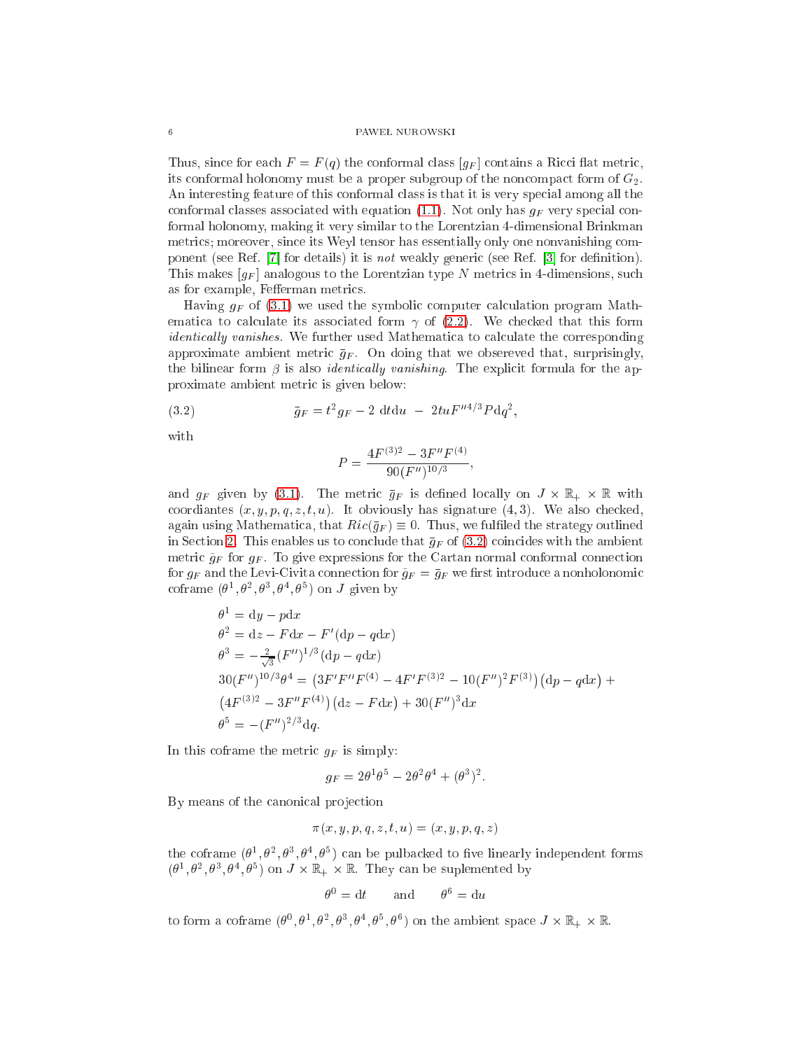Thus, since for each $F = F(q)$ the conformal class $[g_F]$ contains a Ricci flat metric, its conformal holonomy must be a proper subgroup of the noncompact form of $G_2$. An interesting feature of this conformal class is that it is very special among all the conformal classes associated with equation (1.1). Not only has $g_F$ very special conformal holonomy, making it very similar to the Lorentzian 4-dimensional Brinkman metrics; moreover, since its Weyl tensor has essentially only one nonvanishing component (see Ref. [7] for details) it is *not* weakly generic (see Ref. [3] for definition). This makes $[g_F]$ analogous to the Lorentzian type $N$ metrics in 4-dimensions, such as for example, Fefferman metrics.

Having $g_F$ of (3.1) we used the symbolic computer calculation program Mathematica to calculate its associated form $\gamma$ of (2.2). We checked that this form *identically vanishes*. We further used Mathematica to calculate the corresponding approximate ambient metric $\tilde{g}_F$. On doing that we obsereved that, surprisingly, the bilinear form $\beta$ is also *identically vanishing*. The explicit formula for the approximate ambient metric is given below:

$$\tilde{g}_F = t^2 g_F - 2\,\mathrm{d}t\mathrm{d}u \;-\; 2tuF''^{4/3}P\mathrm{d}q^2, \tag{3.2}$$

with

$$P = \frac{4F^{(3)2} - 3F''F^{(4)}}{90(F'')^{10/3}},$$

and $g_F$ given by (3.1). The metric $\tilde{g}_F$ is defined locally on $J \times \mathbb{R}_+ \times \mathbb{R}$ with coordiantes $(x, y, p, q, z, t, u)$. It obviously has signature $(4, 3)$. We also checked, again using Mathematica, that $Ric(\tilde{g}_F) \equiv 0$. Thus, we fulfiled the strategy outlined in Section 2. This enables us to conclude that $\tilde{g}_F$ of (3.2) coincides with the ambient metric $\tilde{g}_F$ for $g_F$. To give expressions for the Cartan normal conformal connection for $g_F$ and the Levi-Civita connection for $\tilde{g}_F = \tilde{g}_F$ we first introduce a nonholonomic coframe $(\theta^1, \theta^2, \theta^3, \theta^4, \theta^5)$ on $J$ given by

$$\begin{aligned}
&\theta^1 = \mathrm{d}y - p\mathrm{d}x \\
&\theta^2 = \mathrm{d}z - F\mathrm{d}x - F'(\mathrm{d}p - q\mathrm{d}x) \\
&\theta^3 = -\tfrac{2}{\sqrt{3}}(F'')^{1/3}(\mathrm{d}p - q\mathrm{d}x) \\
&30(F'')^{10/3}\theta^4 = \big(3F'F''F^{(4)} - 4F'F^{(3)2} - 10(F'')^2F^{(3)}\big)\big(\mathrm{d}p - q\mathrm{d}x\big) + \\
&\big(4F^{(3)2} - 3F''F^{(4)}\big)\big(\mathrm{d}z - F\mathrm{d}x\big) + 30(F'')^3\mathrm{d}x \\
&\theta^5 = -(F'')^{2/3}\mathrm{d}q.
\end{aligned}$$

In this coframe the metric $g_F$ is simply:

$$g_F = 2\theta^1\theta^5 - 2\theta^2\theta^4 + (\theta^3)^2.$$

By means of the canonical projection

$$\pi(x, y, p, q, z, t, u) = (x, y, p, q, z)$$

the coframe $(\theta^1, \theta^2, \theta^3, \theta^4, \theta^5)$ can be pulbacked to five linearly independent forms $(\theta^1, \theta^2, \theta^3, \theta^4, \theta^5)$ on $J \times \mathbb{R}_+ \times \mathbb{R}$. They can be suplemented by

$$\theta^0 = \mathrm{d}t \qquad \text{and} \qquad \theta^6 = \mathrm{d}u$$

to form a coframe $(\theta^0, \theta^1, \theta^2, \theta^3, \theta^4, \theta^5, \theta^6)$ on the ambient space $J \times \mathbb{R}_+ \times \mathbb{R}$.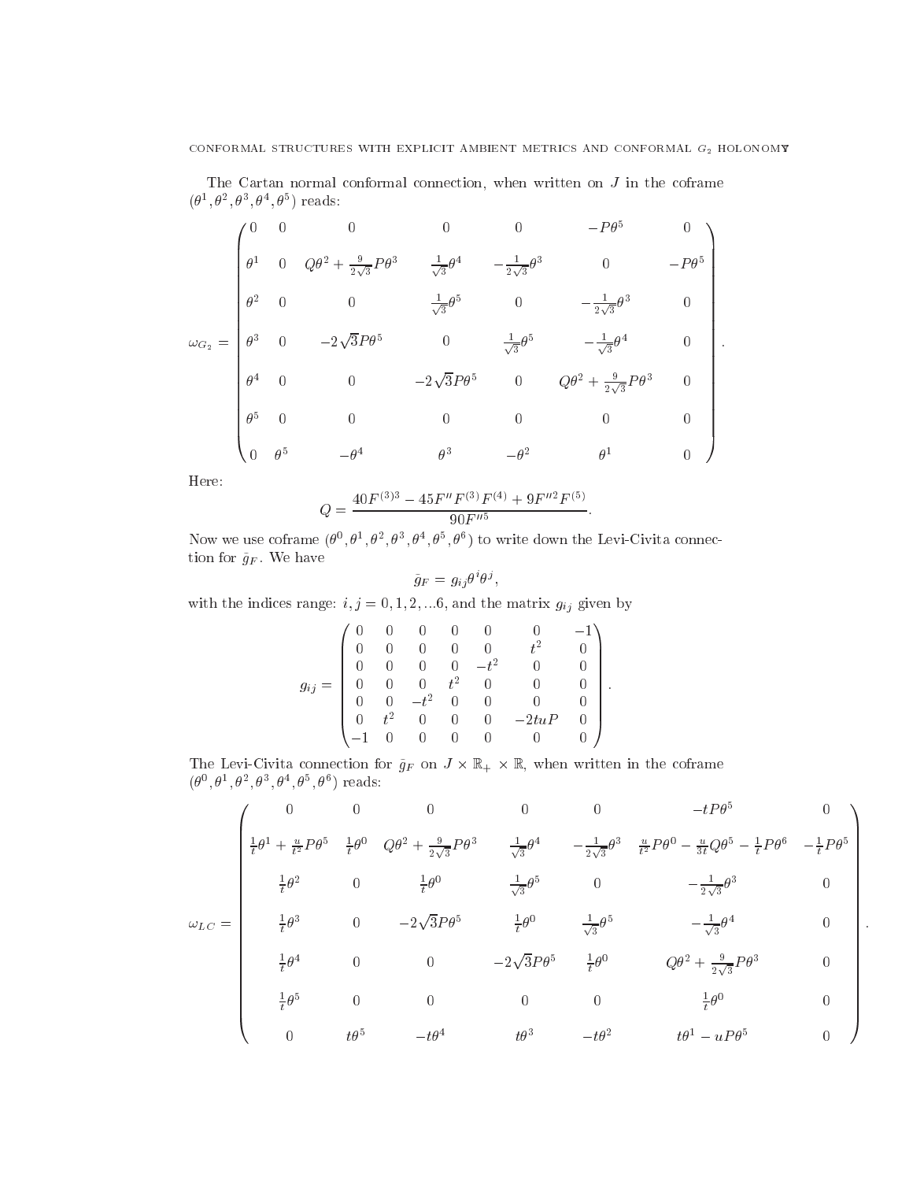The Cartan normal conformal connection, when written on $J$ in the coframe $(\theta^1,\theta^2,\theta^3,\theta^4,\theta^5)$ reads:

$$\omega_{G_2}=\begin{pmatrix}
0 & 0 & 0 & 0 & 0 & -P\theta^5 & 0\\
\theta^1 & 0 & Q\theta^2+\frac{9}{2\sqrt{3}}P\theta^3 & \frac{1}{\sqrt{3}}\theta^4 & -\frac{1}{2\sqrt{3}}\theta^3 & 0 & -P\theta^5\\
\theta^2 & 0 & 0 & \frac{1}{\sqrt{3}}\theta^5 & 0 & -\frac{1}{2\sqrt{3}}\theta^3 & 0\\
\theta^3 & 0 & -2\sqrt{3}P\theta^5 & 0 & \frac{1}{\sqrt{3}}\theta^5 & -\frac{1}{\sqrt{3}}\theta^4 & 0\\
\theta^4 & 0 & 0 & -2\sqrt{3}P\theta^5 & 0 & Q\theta^2+\frac{9}{2\sqrt{3}}P\theta^3 & 0\\
\theta^5 & 0 & 0 & 0 & 0 & 0 & 0\\
0 & \theta^5 & -\theta^4 & \theta^3 & -\theta^2 & \theta^1 & 0
\end{pmatrix}.$$

Here:

$$Q=\frac{40F^{(3)3}-45F''F^{(3)}F^{(4)}+9F''^2F^{(5)}}{90F''^5}.$$

Now we use coframe $(\theta^0,\theta^1,\theta^2,\theta^3,\theta^4,\theta^5,\theta^6)$ to write down the Levi-Civita connection for $\tilde{g}_F$. We have

$$\tilde{g}_F=g_{ij}\theta^i\theta^j,$$

with the indices range: $i,j=0,1,2,\ldots 6$, and the matrix $g_{ij}$ given by

$$g_{ij}=\begin{pmatrix}
0 & 0 & 0 & 0 & 0 & 0 & -1\\
0 & 0 & 0 & 0 & 0 & t^2 & 0\\
0 & 0 & 0 & 0 & -t^2 & 0 & 0\\
0 & 0 & 0 & t^2 & 0 & 0 & 0\\
0 & 0 & -t^2 & 0 & 0 & 0 & 0\\
0 & t^2 & 0 & 0 & 0 & -2tuP & 0\\
-1 & 0 & 0 & 0 & 0 & 0 & 0
\end{pmatrix}.$$

The Levi-Civita connection for $\tilde{g}_F$ on $J\times\mathbb{R}_+\times\mathbb{R}$, when written in the coframe $(\theta^0,\theta^1,\theta^2,\theta^3,\theta^4,\theta^5,\theta^6)$ reads:

$$\omega_{LC}=\begin{pmatrix}
0 & 0 & 0 & 0 & 0 & -tP\theta^5 & 0\\
\frac{1}{t}\theta^1+\frac{u}{t^2}P\theta^5 & \frac{1}{t}\theta^0 & Q\theta^2+\frac{9}{2\sqrt{3}}P\theta^3 & \frac{1}{\sqrt{3}}\theta^4 & -\frac{1}{2\sqrt{3}}\theta^3 & \frac{u}{t^2}P\theta^0-\frac{u}{3t}Q\theta^5-\frac{1}{t}P\theta^6 & -\frac{1}{t}P\theta^5\\
\frac{1}{t}\theta^2 & 0 & \frac{1}{t}\theta^0 & \frac{1}{\sqrt{3}}\theta^5 & 0 & -\frac{1}{2\sqrt{3}}\theta^3 & 0\\
\frac{1}{t}\theta^3 & 0 & -2\sqrt{3}P\theta^5 & \frac{1}{t}\theta^0 & \frac{1}{\sqrt{3}}\theta^5 & -\frac{1}{\sqrt{3}}\theta^4 & 0\\
\frac{1}{t}\theta^4 & 0 & 0 & -2\sqrt{3}P\theta^5 & \frac{1}{t}\theta^0 & Q\theta^2+\frac{9}{2\sqrt{3}}P\theta^3 & 0\\
\frac{1}{t}\theta^5 & 0 & 0 & 0 & 0 & \frac{1}{t}\theta^0 & 0\\
0 & t\theta^5 & -t\theta^4 & t\theta^3 & -t\theta^2 & t\theta^1-uP\theta^5 & 0
\end{pmatrix}.$$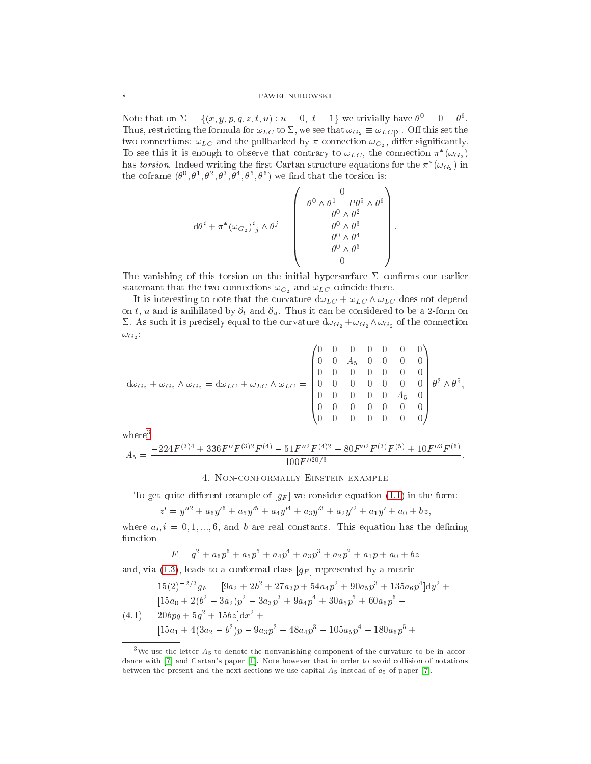Note that on $\Sigma = \{(x,y,p,q,z,t,u) : u = 0,\ t = 1\}$ we trivially have $\theta^0 \equiv 0 \equiv \theta^6$. Thus, restricting the formula for $\omega_{LC}$ to $\Sigma$, we see that $\omega_{G_2} \equiv \omega_{LC|\Sigma}$. Off this set the two connections: $\omega_{LC}$ and the pullbacked-by-$\pi$-connection $\omega_{G_2}$, differ significantly. To see this it is enough to observe that contrary to $\omega_{LC}$, the connection $\pi^*(\omega_{G_2})$ has *torsion*. Indeed writing the first Cartan structure equations for the $\pi^*(\omega_{G_2})$ in the coframe $(\theta^0,\theta^1,\theta^2,\theta^3,\theta^4,\theta^5,\theta^6)$ we find that the torsion is:

$$
{\rm d}\theta^i + \pi^*(\omega_{G_2})^i{}_j \wedge \theta^j = \begin{pmatrix} 0 \\ -\theta^0\wedge\theta^1 - P\theta^5\wedge\theta^6 \\ -\theta^0\wedge\theta^2 \\ -\theta^0\wedge\theta^3 \\ -\theta^0\wedge\theta^4 \\ -\theta^0\wedge\theta^5 \\ 0 \end{pmatrix}.
$$

The vanishing of this torsion on the initial hypersurface $\Sigma$ confirms our earlier statemant that the two connections $\omega_{G_2}$ and $\omega_{LC}$ coincide there.

It is interesting to note that the curvature ${\rm d}\omega_{LC} + \omega_{LC}\wedge\omega_{LC}$ does not depend on $t$, $u$ and is anihilated by $\partial_t$ and $\partial_u$. Thus it can be considered to be a 2-form on $\Sigma$. As such it is precisely equal to the curvature ${\rm d}\omega_{G_2} + \omega_{G_2}\wedge\omega_{G_2}$ of the connection $\omega_{G_2}$:

$$
{\rm d}\omega_{G_2} + \omega_{G_2}\wedge\omega_{G_2} = {\rm d}\omega_{LC} + \omega_{LC}\wedge\omega_{LC} = \begin{pmatrix} 0&0&0&0&0&0&0\\ 0&0&A_5&0&0&0&0\\ 0&0&0&0&0&0&0\\ 0&0&0&0&0&0&0\\ 0&0&0&0&0&A_5&0\\ 0&0&0&0&0&0&0\\ 0&0&0&0&0&0&0 \end{pmatrix} \theta^2\wedge\theta^5,
$$

where[3]

$$
A_5 = \frac{-224F^{(3)4} + 336F''F^{(3)2}F^{(4)} - 51F''^2F^{(4)2} - 80F''^2F^{(3)}F^{(5)} + 10F''^3F^{(6)}}{100F''^{20/3}}.
$$

## 4. Non-conformally Einstein example

To get quite different example of $[g_F]$ we consider equation (1.1) in the form:

$$
z' = y''^2 + a_6y'^6 + a_5y'^5 + a_4y'^4 + a_3y'^3 + a_2y'^2 + a_1y' + a_0 + bz,
$$

where $a_i, i = 0,1,...,6$, and $b$ are real constants. This equation has the defining function

$$
F = q^2 + a_6p^6 + a_5p^5 + a_4p^4 + a_3p^3 + a_2p^2 + a_1p + a_0 + bz
$$

and, via (1.3), leads to a conformal class $[g_F]$ represented by a metric

$$
\begin{aligned}
15(2)^{-2/3}g_F = {} & [9a_2 + 2b^2 + 27a_3p + 54a_4p^2 + 90a_5p^3 + 135a_6p^4]{\rm d}y^2 + \\
& [15a_0 + 2(b^2 - 3a_2)p^2 - 3a_3p^3 + 9a_4p^4 + 30a_5p^5 + 60a_6p^6 - \\
& 20bpq + 5q^2 + 15bz]{\rm d}x^2 + \\
& [15a_1 + 4(3a_2 - b^2)p - 9a_3p^2 - 48a_4p^3 - 105a_5p^4 - 180a_6p^5 +
\end{aligned}
\tag{4.1}
$$

---

[3] We use the letter $A_5$ to denote the nonvanishing component of the curvature to be in accordance with [7] and Cartan's paper [1]. Note however that in order to avoid collision of notations between the present and the next sections we use capital $A_5$ instead of $a_5$ of paper [7].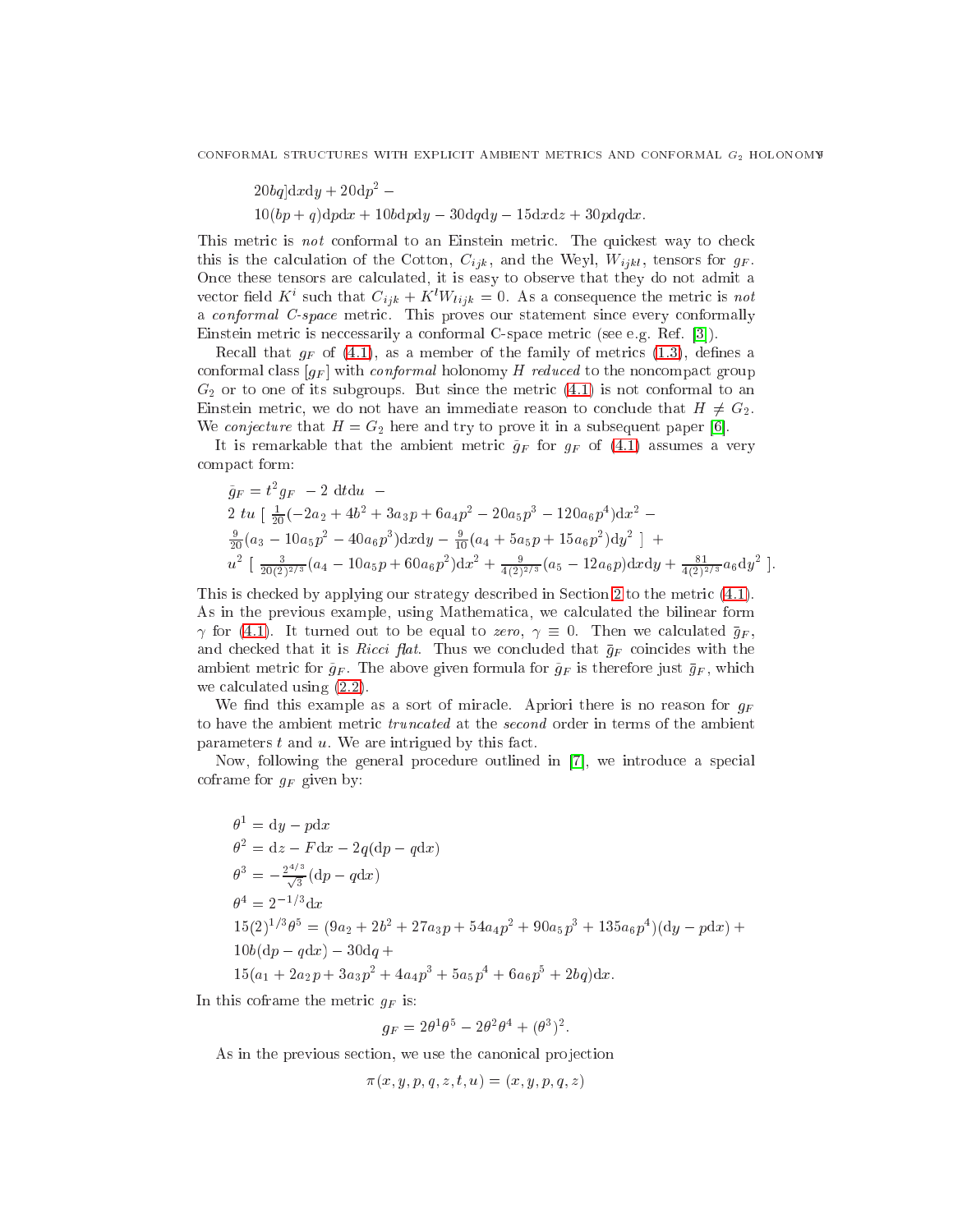$$20bq]\mathrm{d}x\mathrm{d}y + 20\mathrm{d}p^2 -$$
$$10(bp+q)\mathrm{d}p\mathrm{d}x + 10b\mathrm{d}p\mathrm{d}y - 30\mathrm{d}q\mathrm{d}y - 15\mathrm{d}x\mathrm{d}z + 30p\mathrm{d}q\mathrm{d}x.$$

This metric is *not* conformal to an Einstein metric. The quickest way to check this is the calculation of the Cotton, $C_{ijk}$, and the Weyl, $W_{ijkl}$, tensors for $g_F$. Once these tensors are calculated, it is easy to observe that they do not admit a vector field $K^i$ such that $C_{ijk} + K^l W_{lijk} = 0$. As a consequence the metric is *not* a *conformal C-space* metric. This proves our statement since every conformally Einstein metric is neccessarily a conformal C-space metric (see e.g. Ref. [3]).

Recall that $g_F$ of (4.1), as a member of the family of metrics (1.3), defines a conformal class $[g_F]$ with *conformal* holonomy $H$ *reduced* to the noncompact group $G_2$ or to one of its subgroups. But since the metric (4.1) is not conformal to an Einstein metric, we do not have an immediate reason to conclude that $H \neq G_2$. We *conjecture* that $H = G_2$ here and try to prove it in a subsequent paper [6].

It is remarkable that the ambient metric $\tilde{g}_F$ for $g_F$ of (4.1) assumes a very compact form:

$$\begin{aligned}
\tilde{g}_F &= t^2 g_F \; - 2\; \mathrm{d}t\mathrm{d}u \; - \\
& 2\; tu\; [\; \tfrac{1}{20}(-2a_2 + 4b^2 + 3a_3p + 6a_4p^2 - 20a_5p^3 - 120a_6p^4)\mathrm{d}x^2 - \\
& \tfrac{9}{20}(a_3 - 10a_5p^2 - 40a_6p^3)\mathrm{d}x\mathrm{d}y - \tfrac{9}{10}(a_4 + 5a_5p + 15a_6p^2)\mathrm{d}y^2\; ] \; + \\
& u^2\; [\; \tfrac{3}{20(2)^{2/3}}(a_4 - 10a_5p + 60a_6p^2)\mathrm{d}x^2 + \tfrac{9}{4(2)^{2/3}}(a_5 - 12a_6p)\mathrm{d}x\mathrm{d}y + \tfrac{81}{4(2)^{2/3}}a_6\mathrm{d}y^2\; ].
\end{aligned}$$

This is checked by applying our strategy described in Section 2 to the metric (4.1). As in the previous example, using Mathematica, we calculated the bilinear form $\gamma$ for (4.1). It turned out to be equal to *zero*, $\gamma \equiv 0$. Then we calculated $\bar{g}_F$, and checked that it is *Ricci flat*. Thus we concluded that $\bar{g}_F$ coincides with the ambient metric for $\tilde{g}_F$. The above given formula for $\tilde{g}_F$ is therefore just $\bar{g}_F$, which we calculated using (2.2).

We find this example as a sort of miracle. Apriori there is no reason for $g_F$ to have the ambient metric *truncated* at the *second* order in terms of the ambient parameters $t$ and $u$. We are intrigued by this fact.

Now, following the general procedure outlined in [7], we introduce a special coframe for $g_F$ given by:

$$\begin{aligned}
\theta^1 &= \mathrm{d}y - p\mathrm{d}x \\
\theta^2 &= \mathrm{d}z - F\mathrm{d}x - 2q(\mathrm{d}p - q\mathrm{d}x) \\
\theta^3 &= -\tfrac{2^{4/3}}{\sqrt{3}}(\mathrm{d}p - q\mathrm{d}x) \\
\theta^4 &= 2^{-1/3}\mathrm{d}x \\
15(2)^{1/3}\theta^5 &= (9a_2 + 2b^2 + 27a_3p + 54a_4p^2 + 90a_5p^3 + 135a_6p^4)(\mathrm{d}y - p\mathrm{d}x) + \\
& 10b(\mathrm{d}p - q\mathrm{d}x) - 30\mathrm{d}q + \\
& 15(a_1 + 2a_2p + 3a_3p^2 + 4a_4p^3 + 5a_5p^4 + 6a_6p^5 + 2bq)\mathrm{d}x.
\end{aligned}$$

In this coframe the metric $g_F$ is:

$$g_F = 2\theta^1\theta^5 - 2\theta^2\theta^4 + (\theta^3)^2.$$

As in the previous section, we use the canonical projection

$$\pi(x, y, p, q, z, t, u) = (x, y, p, q, z)$$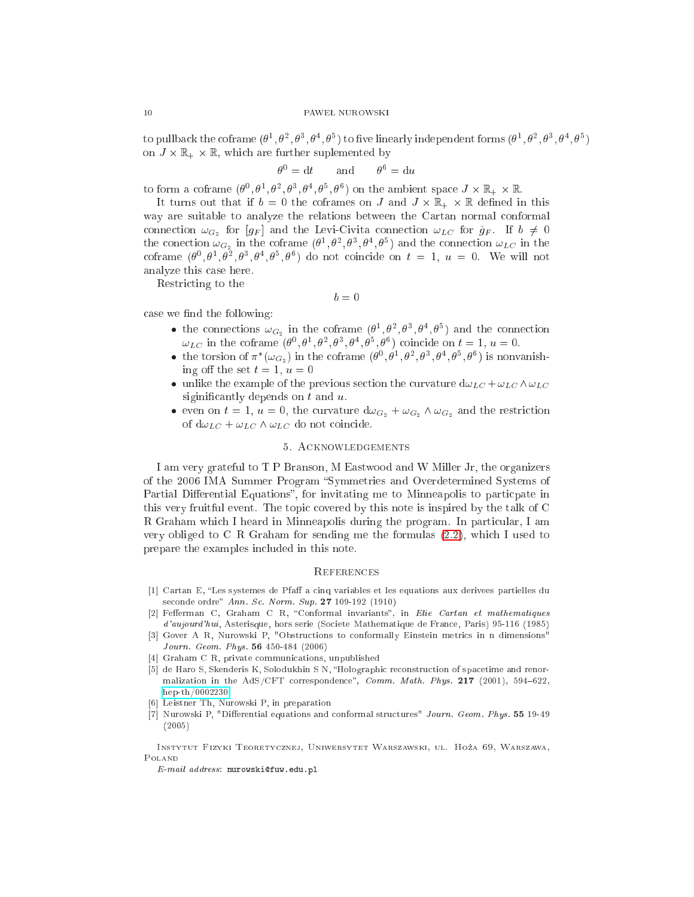to pullback the coframe $(\theta^1, \theta^2, \theta^3, \theta^4, \theta^5)$ to five linearly independent forms $(\theta^1, \theta^2, \theta^3, \theta^4, \theta^5)$ on $J \times \mathbb{R}_+ \times \mathbb{R}$, which are further suplemented by

$$\theta^0 = \mathrm{d}t \qquad \text{and} \qquad \theta^6 = \mathrm{d}u$$

to form a coframe $(\theta^0, \theta^1, \theta^2, \theta^3, \theta^4, \theta^5, \theta^6)$ on the ambient space $J \times \mathbb{R}_+ \times \mathbb{R}$.

It turns out that if $b = 0$ the coframes on $J$ and $J \times \mathbb{R}_+ \times \mathbb{R}$ defined in this way are suitable to analyze the relations between the Cartan normal conformal connection $\omega_{G_2}$ for $[g_F]$ and the Levi-Civita connection $\omega_{LC}$ for $\tilde{g}_F$. If $b \neq 0$ the conection $\omega_{G_2}$ in the coframe $(\theta^1, \theta^2, \theta^3, \theta^4, \theta^5)$ and the connection $\omega_{LC}$ in the coframe $(\theta^0, \theta^1, \theta^2, \theta^3, \theta^4, \theta^5, \theta^6)$ do not coincide on $t = 1$, $u = 0$. We will not analyze this case here.

Restricting to the

$$b = 0$$

case we find the following:

- the connections $\omega_{G_2}$ in the coframe $(\theta^1, \theta^2, \theta^3, \theta^4, \theta^5)$ and the connection $\omega_{LC}$ in the coframe $(\theta^0, \theta^1, \theta^2, \theta^3, \theta^4, \theta^5, \theta^6)$ coincide on $t = 1$, $u = 0$.
- the torsion of $\pi^*(\omega_{G_2})$ in the coframe $(\theta^0, \theta^1, \theta^2, \theta^3, \theta^4, \theta^5, \theta^6)$ is nonvanishing off the set $t = 1$, $u = 0$
- unlike the example of the previous section the curvature $\mathrm{d}\omega_{LC} + \omega_{LC} \wedge \omega_{LC}$ siginificantly depends on $t$ and $u$.
- even on $t = 1$, $u = 0$, the curvature $\mathrm{d}\omega_{G_2} + \omega_{G_2} \wedge \omega_{G_2}$ and the restriction of $\mathrm{d}\omega_{LC} + \omega_{LC} \wedge \omega_{LC}$ do not coincide.

## 5. Acknowledgements

I am very grateful to T P Branson, M Eastwood and W Miller Jr, the organizers of the 2006 IMA Summer Program "Symmetries and Overdetermined Systems of Partial Differential Equations", for invitating me to Minneapolis to particpate in this very fruitful event. The topic covered by this note is inspired by the talk of C R Graham which I heard in Minneapolis during the program. In particular, I am very obliged to C R Graham for sending me the formulas (2.2), which I used to prepare the examples included in this note.

## References

[1] Cartan E, "Les systemes de Pfaff a cinq variables et les equations aux derivees partielles du seconde ordre" *Ann. Sc. Norm. Sup.* **27** 109-192 (1910)

[2] Fefferman C, Graham C R, "Conformal invariants", in *Elie Cartan et mathematiques d'aujourd'hui*, Asterisque, hors serie (Societe Mathematique de France, Paris) 95-116 (1985)

[3] Gover A R, Nurowski P, "Obstructions to conformally Einstein metrics in n dimensions" *Journ. Geom. Phys.* **56** 450-484 (2006)

[4] Graham C R, private communications, unpublished

[5] de Haro S, Skenderis K, Solodukhin S N, "Holographic reconstruction of spacetime and renormalization in the AdS/CFT correspondence", *Comm. Math. Phys.* **217** (2001), 594–622, hep-th/0002230

[6] Leistner Th, Nurowski P, in preparation

[7] Nurowski P, "Differential equations and conformal structures" *Journ. Geom. Phys.* **55** 19-49 (2005)

Instytut Fizyki Teoretycznej, Uniwersytet Warszawski, ul. Hoża 69, Warszawa, Poland

*E-mail address*: nurowski@fuw.edu.pl